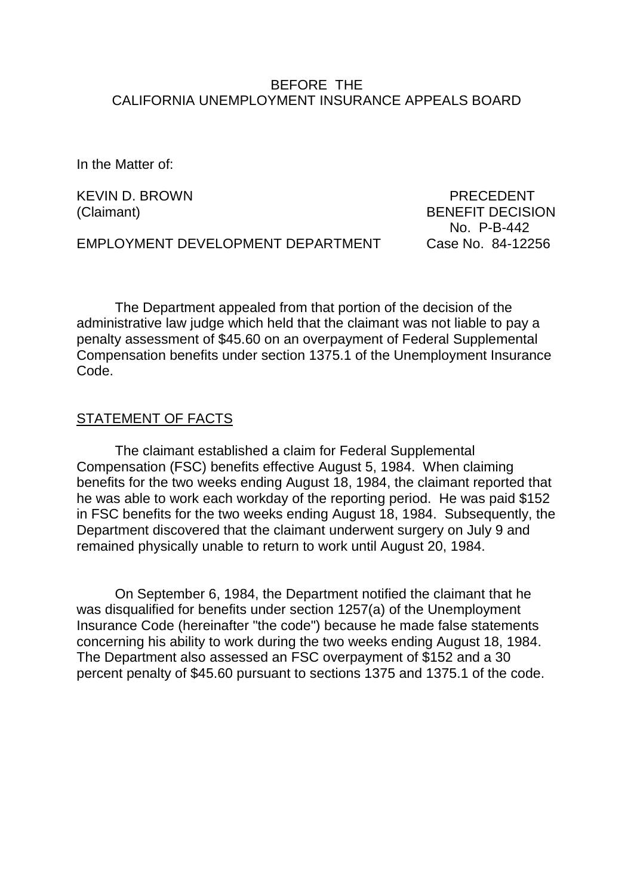BEFORE THE
CALIFORNIA UNEMPLOYMENT INSURANCE APPEALS BOARD

In the Matter of:

KEVIN D. BROWN (Claimant)

EMPLOYMENT DEVELOPMENT DEPARTMENT

PRECEDENT BENEFIT DECISION No. P-B-442

Case No. 84-12256

The Department appealed from that portion of the decision of the administrative law judge which held that the claimant was not liable to pay a penalty assessment of $45.60 on an overpayment of Federal Supplemental Compensation benefits under section 1375.1 of the Unemployment Insurance Code.

## STATEMENT OF FACTS

The claimant established a claim for Federal Supplemental Compensation (FSC) benefits effective August 5, 1984. When claiming benefits for the two weeks ending August 18, 1984, the claimant reported that he was able to work each workday of the reporting period. He was paid $152 in FSC benefits for the two weeks ending August 18, 1984. Subsequently, the Department discovered that the claimant underwent surgery on July 9 and remained physically unable to return to work until August 20, 1984.

On September 6, 1984, the Department notified the claimant that he was disqualified for benefits under section 1257(a) of the Unemployment Insurance Code (hereinafter "the code") because he made false statements concerning his ability to work during the two weeks ending August 18, 1984. The Department also assessed an FSC overpayment of $152 and a 30 percent penalty of $45.60 pursuant to sections 1375 and 1375.1 of the code.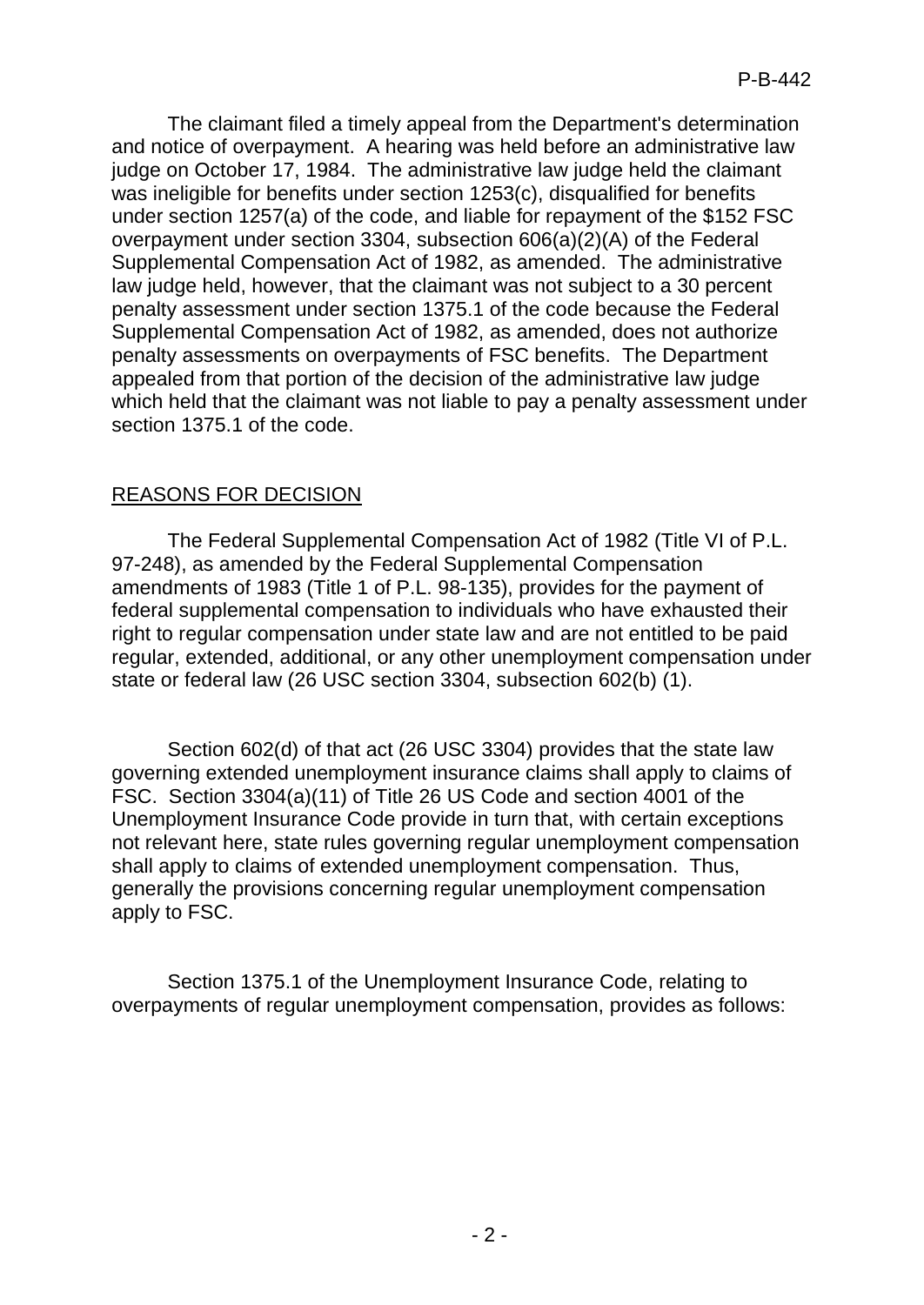The claimant filed a timely appeal from the Department's determination and notice of overpayment. A hearing was held before an administrative law judge on October 17, 1984. The administrative law judge held the claimant was ineligible for benefits under section 1253(c), disqualified for benefits under section 1257(a) of the code, and liable for repayment of the $152 FSC overpayment under section 3304, subsection 606(a)(2)(A) of the Federal Supplemental Compensation Act of 1982, as amended. The administrative law judge held, however, that the claimant was not subject to a 30 percent penalty assessment under section 1375.1 of the code because the Federal Supplemental Compensation Act of 1982, as amended, does not authorize penalty assessments on overpayments of FSC benefits. The Department appealed from that portion of the decision of the administrative law judge which held that the claimant was not liable to pay a penalty assessment under section 1375.1 of the code.

## REASONS FOR DECISION

The Federal Supplemental Compensation Act of 1982 (Title VI of P.L. 97-248), as amended by the Federal Supplemental Compensation amendments of 1983 (Title 1 of P.L. 98-135), provides for the payment of federal supplemental compensation to individuals who have exhausted their right to regular compensation under state law and are not entitled to be paid regular, extended, additional, or any other unemployment compensation under state or federal law (26 USC section 3304, subsection 602(b) (1).

Section 602(d) of that act (26 USC 3304) provides that the state law governing extended unemployment insurance claims shall apply to claims of FSC. Section 3304(a)(11) of Title 26 US Code and section 4001 of the Unemployment Insurance Code provide in turn that, with certain exceptions not relevant here, state rules governing regular unemployment compensation shall apply to claims of extended unemployment compensation. Thus, generally the provisions concerning regular unemployment compensation apply to FSC.

Section 1375.1 of the Unemployment Insurance Code, relating to overpayments of regular unemployment compensation, provides as follows: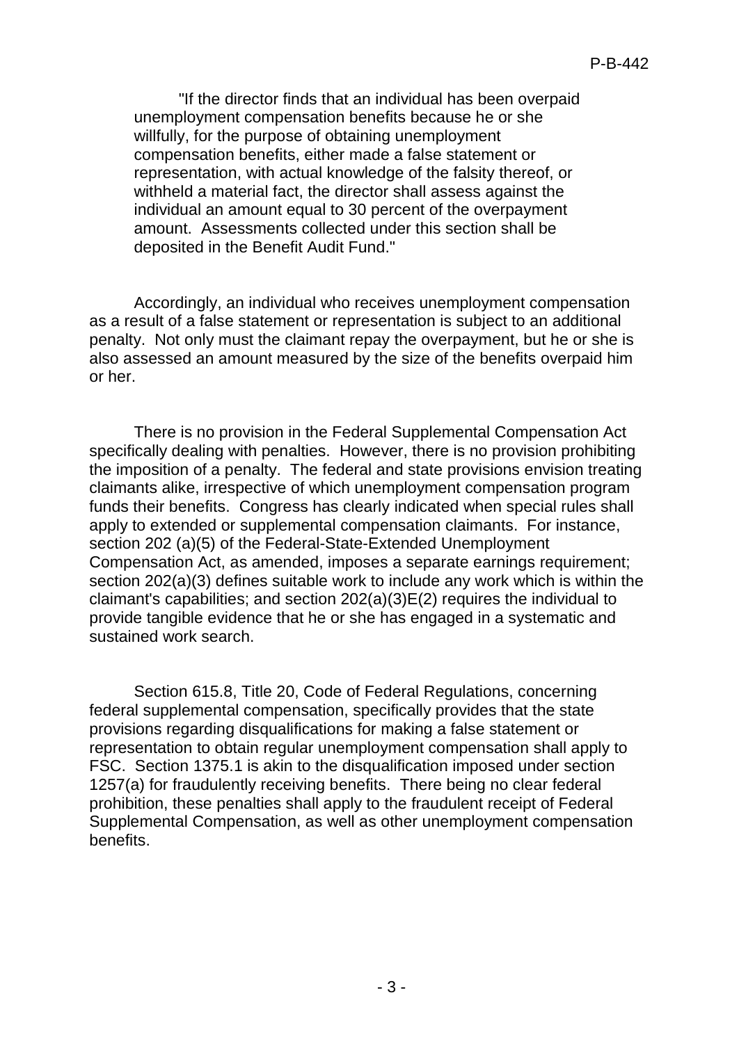> "If the director finds that an individual has been overpaid unemployment compensation benefits because he or she willfully, for the purpose of obtaining unemployment compensation benefits, either made a false statement or representation, with actual knowledge of the falsity thereof, or withheld a material fact, the director shall assess against the individual an amount equal to 30 percent of the overpayment amount. Assessments collected under this section shall be deposited in the Benefit Audit Fund."

Accordingly, an individual who receives unemployment compensation as a result of a false statement or representation is subject to an additional penalty. Not only must the claimant repay the overpayment, but he or she is also assessed an amount measured by the size of the benefits overpaid him or her.

There is no provision in the Federal Supplemental Compensation Act specifically dealing with penalties. However, there is no provision prohibiting the imposition of a penalty. The federal and state provisions envision treating claimants alike, irrespective of which unemployment compensation program funds their benefits. Congress has clearly indicated when special rules shall apply to extended or supplemental compensation claimants. For instance, section 202 (a)(5) of the Federal-State-Extended Unemployment Compensation Act, as amended, imposes a separate earnings requirement; section 202(a)(3) defines suitable work to include any work which is within the claimant's capabilities; and section 202(a)(3)E(2) requires the individual to provide tangible evidence that he or she has engaged in a systematic and sustained work search.

Section 615.8, Title 20, Code of Federal Regulations, concerning federal supplemental compensation, specifically provides that the state provisions regarding disqualifications for making a false statement or representation to obtain regular unemployment compensation shall apply to FSC. Section 1375.1 is akin to the disqualification imposed under section 1257(a) for fraudulently receiving benefits. There being no clear federal prohibition, these penalties shall apply to the fraudulent receipt of Federal Supplemental Compensation, as well as other unemployment compensation benefits.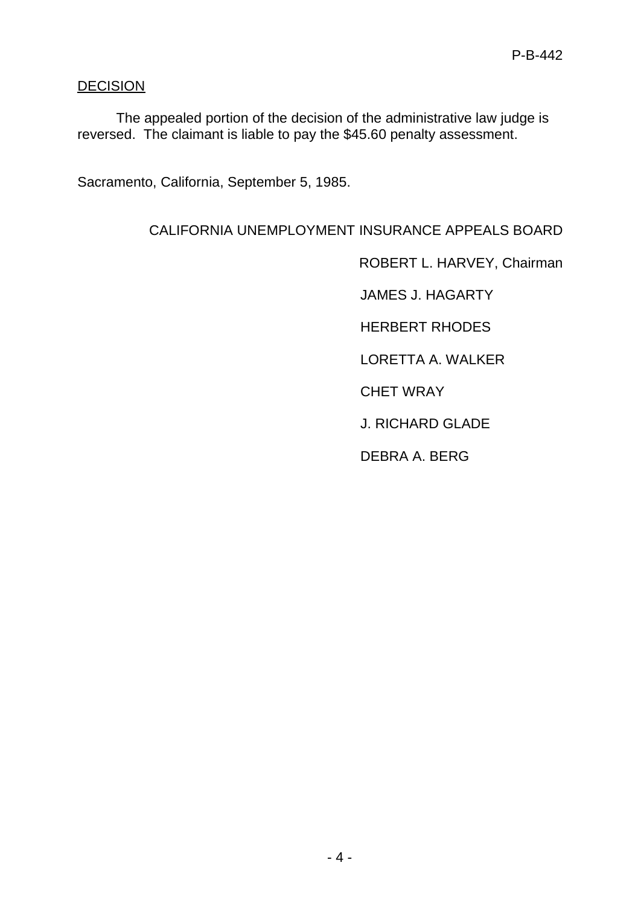DECISION

The appealed portion of the decision of the administrative law judge is reversed. The claimant is liable to pay the $45.60 penalty assessment.

Sacramento, California, September 5, 1985.

CALIFORNIA UNEMPLOYMENT INSURANCE APPEALS BOARD

ROBERT L. HARVEY, Chairman

JAMES J. HAGARTY

HERBERT RHODES

LORETTA A. WALKER

CHET WRAY

J. RICHARD GLADE

DEBRA A. BERG